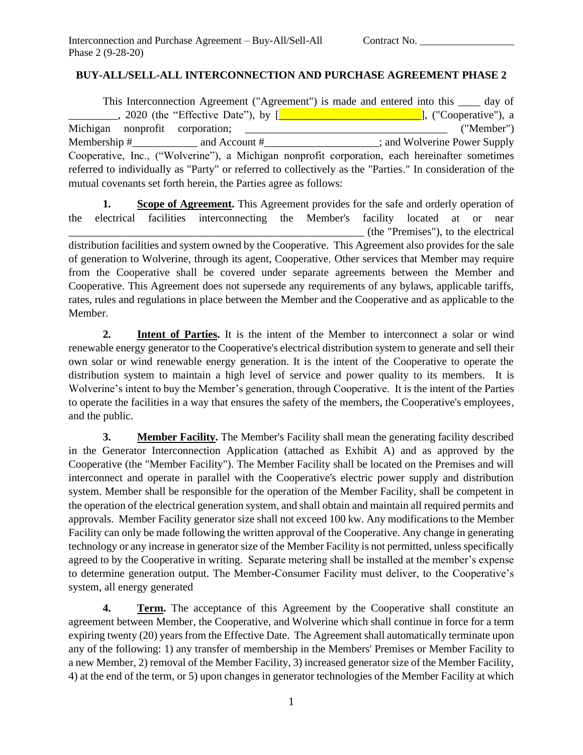# BUY-ALL/SELL-ALL INTERCONNECTION AND PURCHASE AGREEMENT PHASE 2

This Interconnection Agreement ("Agreement") is made and entered into this ____ day of _________, 2020 (the "Effective Date"), by [__________________________], ("Cooperative"), a Michigan nonprofit corporation; _____________________________________ ("Member") Membership #____________ and Account #_____________________; and Wolverine Power Supply Cooperative, Inc., ("Wolverine"), a Michigan nonprofit corporation, each hereinafter sometimes referred to individually as "Party" or referred to collectively as the "Parties." In consideration of the mutual covenants set forth herein, the Parties agree as follows:

**1. Scope of Agreement.** This Agreement provides for the safe and orderly operation of the electrical facilities interconnecting the Member's facility located at or near ________________________________________________________ (the "Premises"), to the electrical distribution facilities and system owned by the Cooperative. This Agreement also provides for the sale of generation to Wolverine, through its agent, Cooperative. Other services that Member may require from the Cooperative shall be covered under separate agreements between the Member and Cooperative. This Agreement does not supersede any requirements of any bylaws, applicable tariffs, rates, rules and regulations in place between the Member and the Cooperative and as applicable to the Member.

**2. Intent of Parties.** It is the intent of the Member to interconnect a solar or wind renewable energy generator to the Cooperative's electrical distribution system to generate and sell their own solar or wind renewable energy generation. It is the intent of the Cooperative to operate the distribution system to maintain a high level of service and power quality to its members. It is Wolverine's intent to buy the Member's generation, through Cooperative. It is the intent of the Parties to operate the facilities in a way that ensures the safety of the members, the Cooperative's employees, and the public.

**3. Member Facility.** The Member's Facility shall mean the generating facility described in the Generator Interconnection Application (attached as Exhibit A) and as approved by the Cooperative (the "Member Facility"). The Member Facility shall be located on the Premises and will interconnect and operate in parallel with the Cooperative's electric power supply and distribution system. Member shall be responsible for the operation of the Member Facility, shall be competent in the operation of the electrical generation system, and shall obtain and maintain all required permits and approvals. Member Facility generator size shall not exceed 100 kw. Any modifications to the Member Facility can only be made following the written approval of the Cooperative. Any change in generating technology or any increase in generator size of the Member Facility is not permitted, unless specifically agreed to by the Cooperative in writing. Separate metering shall be installed at the member's expense to determine generation output. The Member-Consumer Facility must deliver, to the Cooperative's system, all energy generated

**4. Term.** The acceptance of this Agreement by the Cooperative shall constitute an agreement between Member, the Cooperative, and Wolverine which shall continue in force for a term expiring twenty (20) years from the Effective Date. The Agreement shall automatically terminate upon any of the following: 1) any transfer of membership in the Members' Premises or Member Facility to a new Member, 2) removal of the Member Facility, 3) increased generator size of the Member Facility, 4) at the end of the term, or 5) upon changes in generator technologies of the Member Facility at which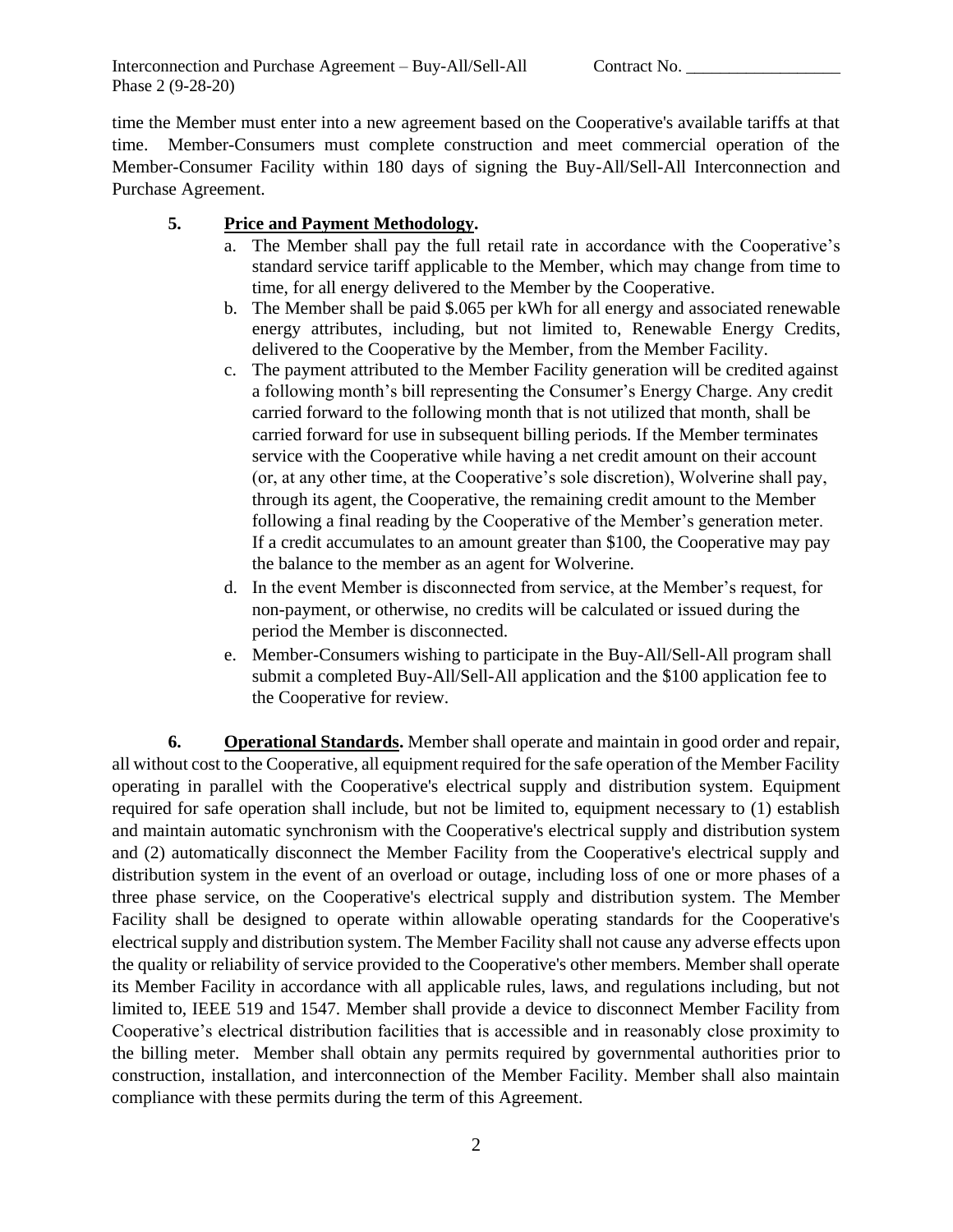time the Member must enter into a new agreement based on the Cooperative's available tariffs at that time. Member-Consumers must complete construction and meet commercial operation of the Member-Consumer Facility within 180 days of signing the Buy-All/Sell-All Interconnection and Purchase Agreement.

**5. Price and Payment Methodology.**

a. The Member shall pay the full retail rate in accordance with the Cooperative's standard service tariff applicable to the Member, which may change from time to time, for all energy delivered to the Member by the Cooperative.

b. The Member shall be paid $.065 per kWh for all energy and associated renewable energy attributes, including, but not limited to, Renewable Energy Credits, delivered to the Cooperative by the Member, from the Member Facility.

c. The payment attributed to the Member Facility generation will be credited against a following month's bill representing the Consumer's Energy Charge. Any credit carried forward to the following month that is not utilized that month, shall be carried forward for use in subsequent billing periods. If the Member terminates service with the Cooperative while having a net credit amount on their account (or, at any other time, at the Cooperative's sole discretion), Wolverine shall pay, through its agent, the Cooperative, the remaining credit amount to the Member following a final reading by the Cooperative of the Member's generation meter. If a credit accumulates to an amount greater than $100, the Cooperative may pay the balance to the member as an agent for Wolverine.

d. In the event Member is disconnected from service, at the Member's request, for non-payment, or otherwise, no credits will be calculated or issued during the period the Member is disconnected.

e. Member-Consumers wishing to participate in the Buy-All/Sell-All program shall submit a completed Buy-All/Sell-All application and the $100 application fee to the Cooperative for review.

**6. Operational Standards.** Member shall operate and maintain in good order and repair, all without cost to the Cooperative, all equipment required for the safe operation of the Member Facility operating in parallel with the Cooperative's electrical supply and distribution system. Equipment required for safe operation shall include, but not be limited to, equipment necessary to (1) establish and maintain automatic synchronism with the Cooperative's electrical supply and distribution system and (2) automatically disconnect the Member Facility from the Cooperative's electrical supply and distribution system in the event of an overload or outage, including loss of one or more phases of a three phase service, on the Cooperative's electrical supply and distribution system. The Member Facility shall be designed to operate within allowable operating standards for the Cooperative's electrical supply and distribution system. The Member Facility shall not cause any adverse effects upon the quality or reliability of service provided to the Cooperative's other members. Member shall operate its Member Facility in accordance with all applicable rules, laws, and regulations including, but not limited to, IEEE 519 and 1547. Member shall provide a device to disconnect Member Facility from Cooperative's electrical distribution facilities that is accessible and in reasonably close proximity to the billing meter. Member shall obtain any permits required by governmental authorities prior to construction, installation, and interconnection of the Member Facility. Member shall also maintain compliance with these permits during the term of this Agreement.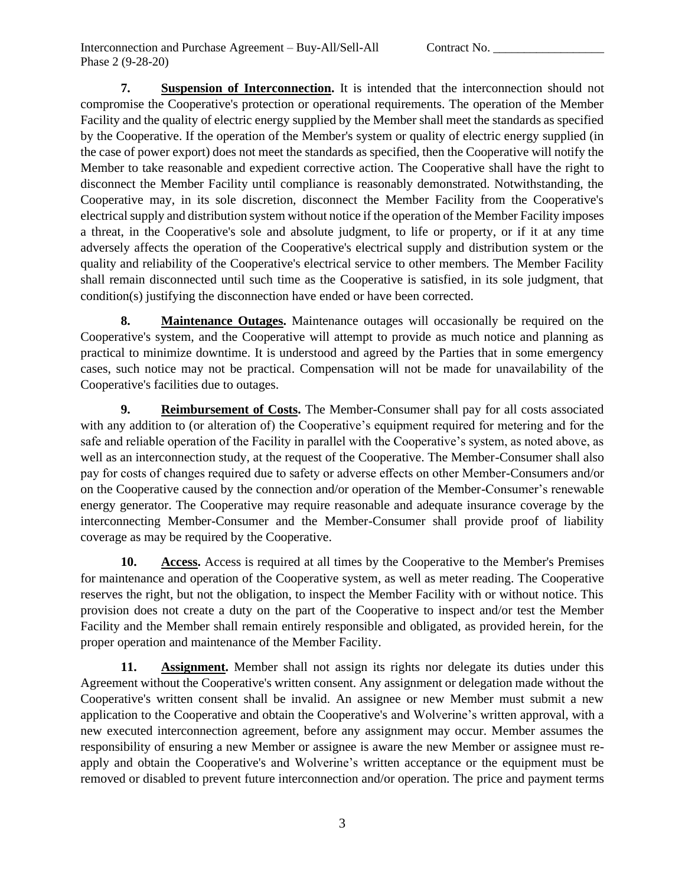**7. Suspension of Interconnection.** It is intended that the interconnection should not compromise the Cooperative's protection or operational requirements. The operation of the Member Facility and the quality of electric energy supplied by the Member shall meet the standards as specified by the Cooperative. If the operation of the Member's system or quality of electric energy supplied (in the case of power export) does not meet the standards as specified, then the Cooperative will notify the Member to take reasonable and expedient corrective action. The Cooperative shall have the right to disconnect the Member Facility until compliance is reasonably demonstrated. Notwithstanding, the Cooperative may, in its sole discretion, disconnect the Member Facility from the Cooperative's electrical supply and distribution system without notice if the operation of the Member Facility imposes a threat, in the Cooperative's sole and absolute judgment, to life or property, or if it at any time adversely affects the operation of the Cooperative's electrical supply and distribution system or the quality and reliability of the Cooperative's electrical service to other members. The Member Facility shall remain disconnected until such time as the Cooperative is satisfied, in its sole judgment, that condition(s) justifying the disconnection have ended or have been corrected.

**8. Maintenance Outages.** Maintenance outages will occasionally be required on the Cooperative's system, and the Cooperative will attempt to provide as much notice and planning as practical to minimize downtime. It is understood and agreed by the Parties that in some emergency cases, such notice may not be practical. Compensation will not be made for unavailability of the Cooperative's facilities due to outages.

**9. Reimbursement of Costs.** The Member-Consumer shall pay for all costs associated with any addition to (or alteration of) the Cooperative's equipment required for metering and for the safe and reliable operation of the Facility in parallel with the Cooperative's system, as noted above, as well as an interconnection study, at the request of the Cooperative. The Member-Consumer shall also pay for costs of changes required due to safety or adverse effects on other Member-Consumers and/or on the Cooperative caused by the connection and/or operation of the Member-Consumer's renewable energy generator. The Cooperative may require reasonable and adequate insurance coverage by the interconnecting Member-Consumer and the Member-Consumer shall provide proof of liability coverage as may be required by the Cooperative.

**10. Access.** Access is required at all times by the Cooperative to the Member's Premises for maintenance and operation of the Cooperative system, as well as meter reading. The Cooperative reserves the right, but not the obligation, to inspect the Member Facility with or without notice. This provision does not create a duty on the part of the Cooperative to inspect and/or test the Member Facility and the Member shall remain entirely responsible and obligated, as provided herein, for the proper operation and maintenance of the Member Facility.

**11. Assignment.** Member shall not assign its rights nor delegate its duties under this Agreement without the Cooperative's written consent. Any assignment or delegation made without the Cooperative's written consent shall be invalid. An assignee or new Member must submit a new application to the Cooperative and obtain the Cooperative's and Wolverine's written approval, with a new executed interconnection agreement, before any assignment may occur. Member assumes the responsibility of ensuring a new Member or assignee is aware the new Member or assignee must re-apply and obtain the Cooperative's and Wolverine's written acceptance or the equipment must be removed or disabled to prevent future interconnection and/or operation. The price and payment terms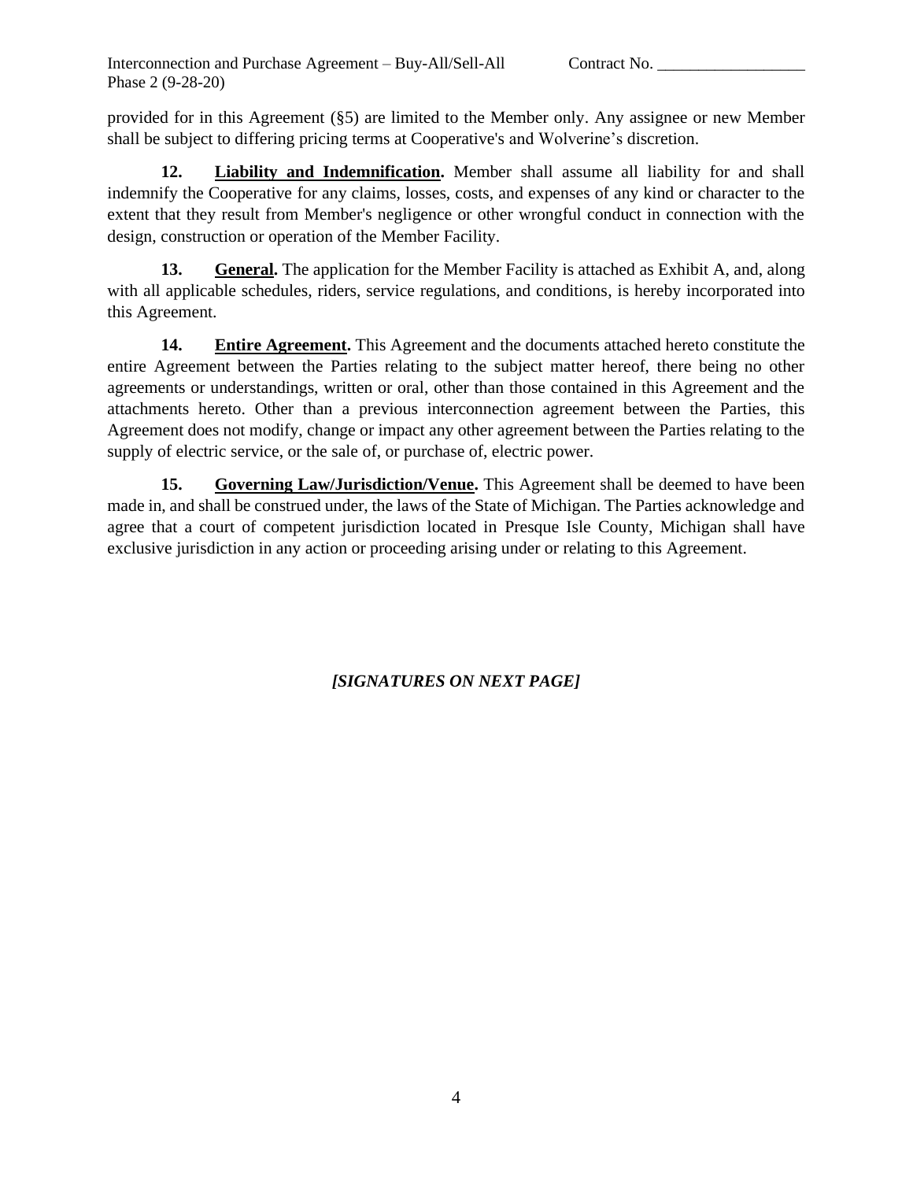provided for in this Agreement (§5) are limited to the Member only. Any assignee or new Member shall be subject to differing pricing terms at Cooperative's and Wolverine's discretion.

**12. Liability and Indemnification.** Member shall assume all liability for and shall indemnify the Cooperative for any claims, losses, costs, and expenses of any kind or character to the extent that they result from Member's negligence or other wrongful conduct in connection with the design, construction or operation of the Member Facility.

**13. General.** The application for the Member Facility is attached as Exhibit A, and, along with all applicable schedules, riders, service regulations, and conditions, is hereby incorporated into this Agreement.

**14. Entire Agreement.** This Agreement and the documents attached hereto constitute the entire Agreement between the Parties relating to the subject matter hereof, there being no other agreements or understandings, written or oral, other than those contained in this Agreement and the attachments hereto. Other than a previous interconnection agreement between the Parties, this Agreement does not modify, change or impact any other agreement between the Parties relating to the supply of electric service, or the sale of, or purchase of, electric power.

**15. Governing Law/Jurisdiction/Venue.** This Agreement shall be deemed to have been made in, and shall be construed under, the laws of the State of Michigan. The Parties acknowledge and agree that a court of competent jurisdiction located in Presque Isle County, Michigan shall have exclusive jurisdiction in any action or proceeding arising under or relating to this Agreement.

***[SIGNATURES ON NEXT PAGE]***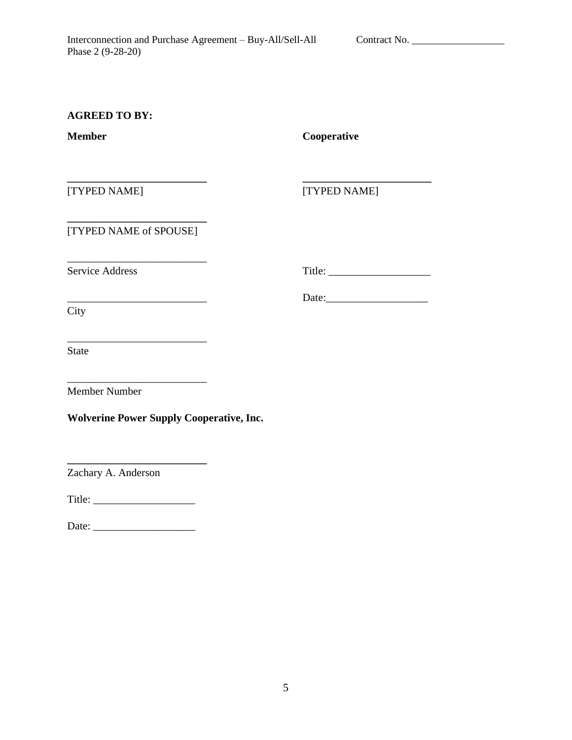**AGREED TO BY:**

| **Member** | **Cooperative** |
| --- | --- |
| ___________________________ | ___________________________ |
| [TYPED NAME] | [TYPED NAME] |
| ___________________________ | |
| [TYPED NAME of SPOUSE] | |
| ___________________________ | |
| Service Address | Title: ___________________ |
| ___________________________ | Date:___________________ |
| City | |
| ___________________________ | |
| State | |
| ___________________________ | |
| Member Number | |

**Wolverine Power Supply Cooperative, Inc.**

___________________________
Zachary A. Anderson

Title: ___________________

Date: ___________________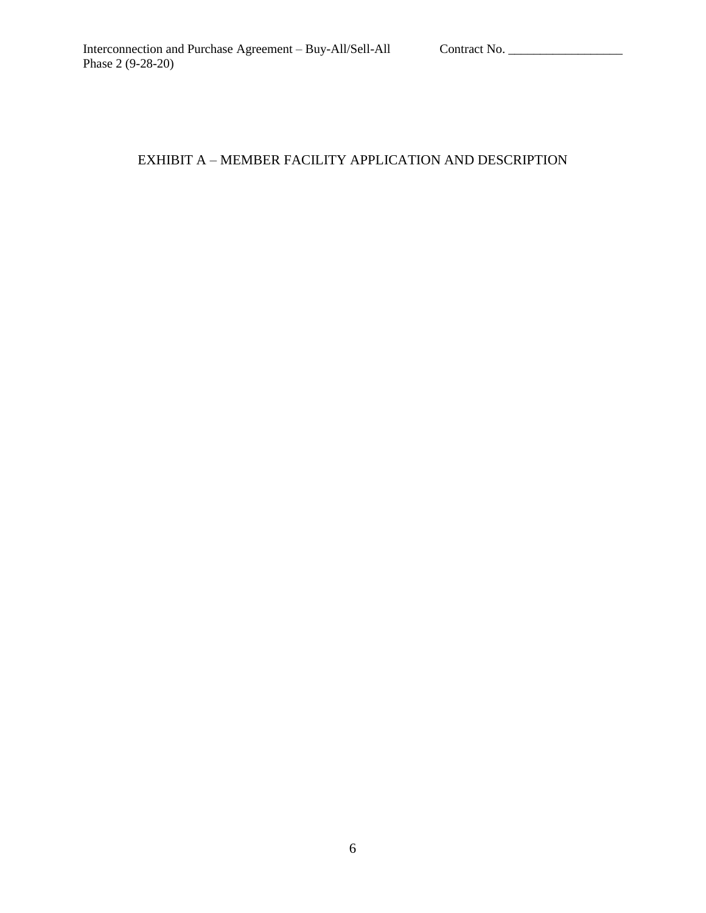# EXHIBIT A – MEMBER FACILITY APPLICATION AND DESCRIPTION